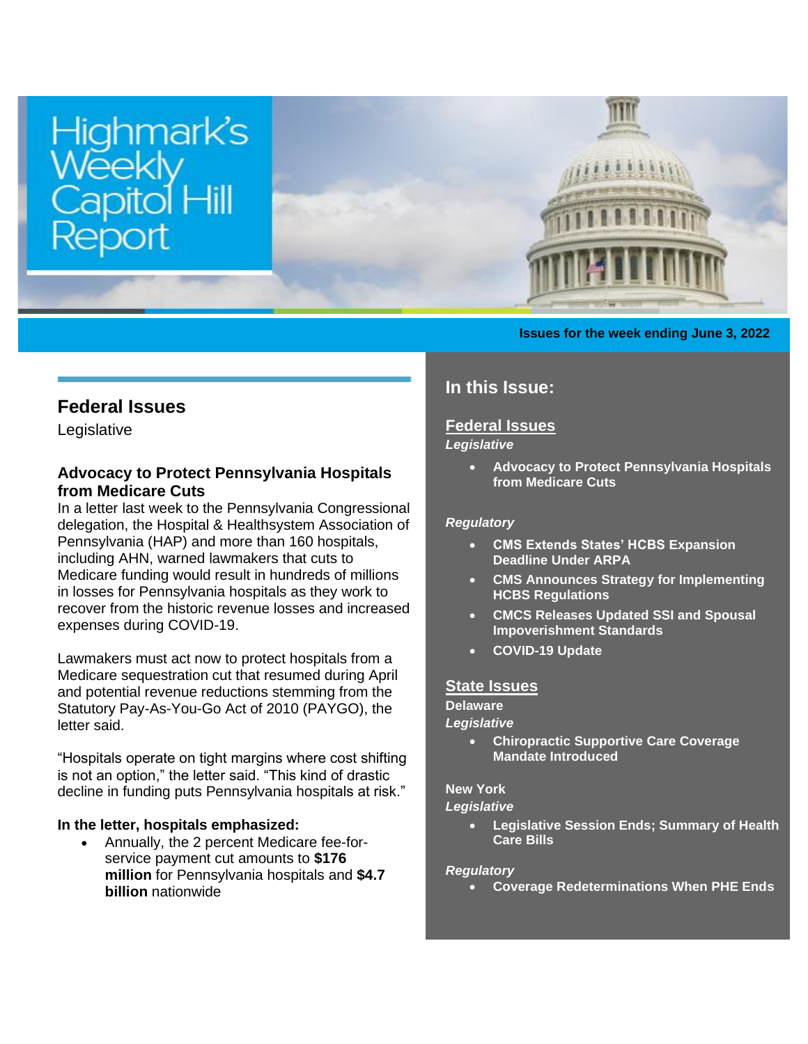# Highmark's Weekly Capitol Hill Report

**Issues for the week ending June 3, 2022**

## In this Issue:

**Federal Issues**

*Legislative*

- **Advocacy to Protect Pennsylvania Hospitals from Medicare Cuts**

*Regulatory*

- **CMS Extends States' HCBS Expansion Deadline Under ARPA**
- **CMS Announces Strategy for Implementing HCBS Regulations**
- **CMCS Releases Updated SSI and Spousal Impoverishment Standards**
- **COVID-19 Update**

**State Issues**

**Delaware**

*Legislative*

- **Chiropractic Supportive Care Coverage Mandate Introduced**

**New York**

*Legislative*

- **Legislative Session Ends; Summary of Health Care Bills**

*Regulatory*

- **Coverage Redeterminations When PHE Ends**

## Federal Issues

Legislative

### Advocacy to Protect Pennsylvania Hospitals from Medicare Cuts

In a letter last week to the Pennsylvania Congressional delegation, the Hospital & Healthsystem Association of Pennsylvania (HAP) and more than 160 hospitals, including AHN, warned lawmakers that cuts to Medicare funding would result in hundreds of millions in losses for Pennsylvania hospitals as they work to recover from the historic revenue losses and increased expenses during COVID-19.

Lawmakers must act now to protect hospitals from a Medicare sequestration cut that resumed during April and potential revenue reductions stemming from the Statutory Pay-As-You-Go Act of 2010 (PAYGO), the letter said.

"Hospitals operate on tight margins where cost shifting is not an option," the letter said. "This kind of drastic decline in funding puts Pennsylvania hospitals at risk."

**In the letter, hospitals emphasized:**

- Annually, the 2 percent Medicare fee-for-service payment cut amounts to **$176 million** for Pennsylvania hospitals and **$4.7 billion** nationwide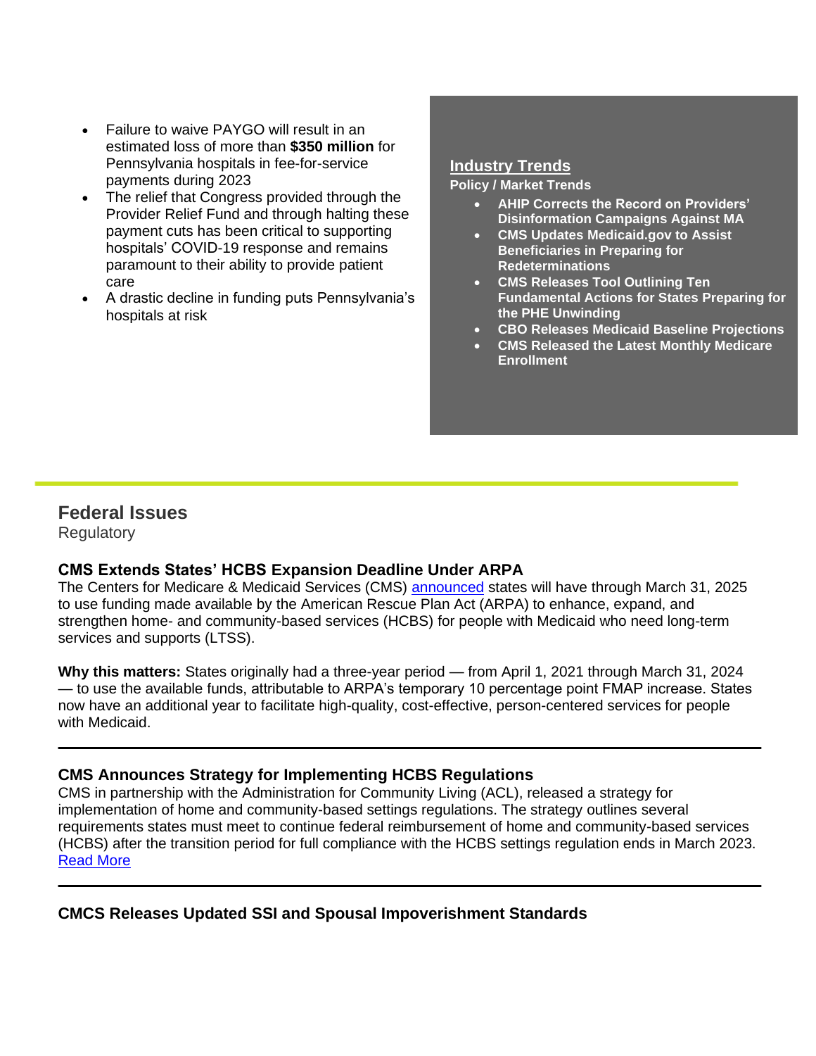- Failure to waive PAYGO will result in an estimated loss of more than **$350 million** for Pennsylvania hospitals in fee-for-service payments during 2023
- The relief that Congress provided through the Provider Relief Fund and through halting these payment cuts has been critical to supporting hospitals' COVID-19 response and remains paramount to their ability to provide patient care
- A drastic decline in funding puts Pennsylvania's hospitals at risk

**Industry Trends**

**Policy / Market Trends**

- **AHIP Corrects the Record on Providers' Disinformation Campaigns Against MA**
- **CMS Updates Medicaid.gov to Assist Beneficiaries in Preparing for Redeterminations**
- **CMS Releases Tool Outlining Ten Fundamental Actions for States Preparing for the PHE Unwinding**
- **CBO Releases Medicaid Baseline Projections**
- **CMS Released the Latest Monthly Medicare Enrollment**

## Federal Issues

Regulatory

### CMS Extends States' HCBS Expansion Deadline Under ARPA

The Centers for Medicare & Medicaid Services (CMS) announced states will have through March 31, 2025 to use funding made available by the American Rescue Plan Act (ARPA) to enhance, expand, and strengthen home- and community-based services (HCBS) for people with Medicaid who need long-term services and supports (LTSS).

**Why this matters:** States originally had a three-year period — from April 1, 2021 through March 31, 2024 — to use the available funds, attributable to ARPA's temporary 10 percentage point FMAP increase. States now have an additional year to facilitate high-quality, cost-effective, person-centered services for people with Medicaid.

---

### CMS Announces Strategy for Implementing HCBS Regulations

CMS in partnership with the Administration for Community Living (ACL), released a strategy for implementation of home and community-based settings regulations. The strategy outlines several requirements states must meet to continue federal reimbursement of home and community-based services (HCBS) after the transition period for full compliance with the HCBS settings regulation ends in March 2023. Read More

---

### CMCS Releases Updated SSI and Spousal Impoverishment Standards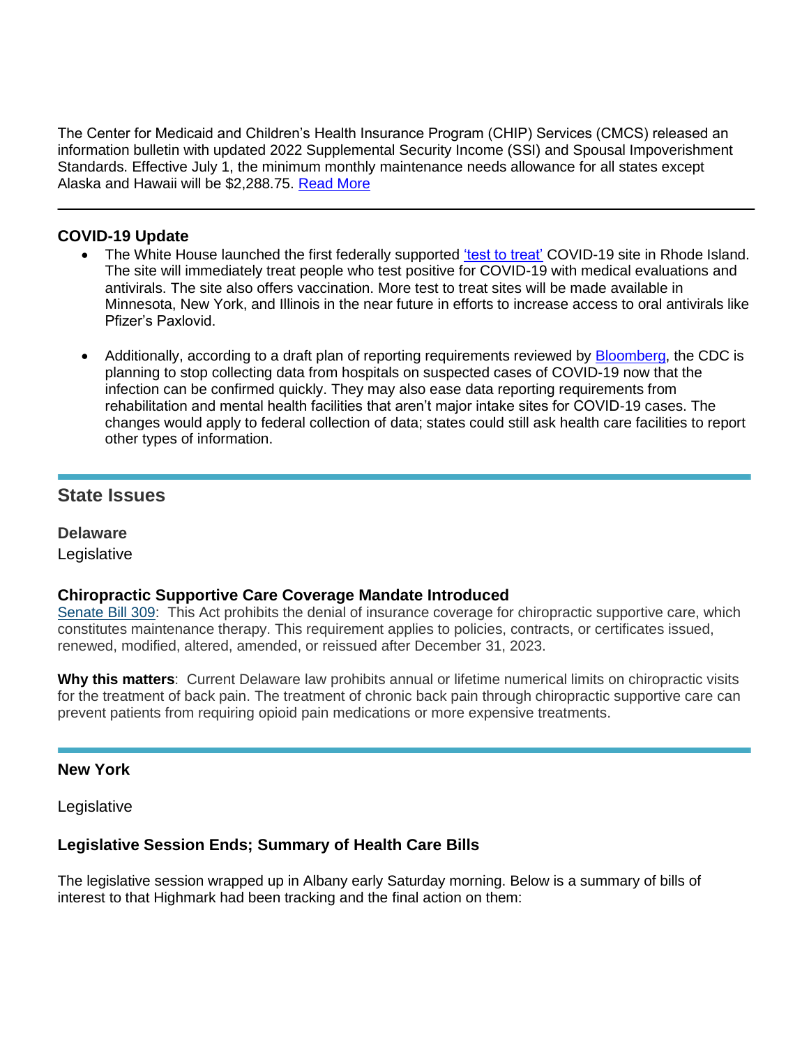The Center for Medicaid and Children's Health Insurance Program (CHIP) Services (CMCS) released an information bulletin with updated 2022 Supplemental Security Income (SSI) and Spousal Impoverishment Standards. Effective July 1, the minimum monthly maintenance needs allowance for all states except Alaska and Hawaii will be $2,288.75. Read More

---

### COVID-19 Update

- The White House launched the first federally supported 'test to treat' COVID-19 site in Rhode Island. The site will immediately treat people who test positive for COVID-19 with medical evaluations and antivirals. The site also offers vaccination. More test to treat sites will be made available in Minnesota, New York, and Illinois in the near future in efforts to increase access to oral antivirals like Pfizer's Paxlovid.

- Additionally, according to a draft plan of reporting requirements reviewed by Bloomberg, the CDC is planning to stop collecting data from hospitals on suspected cases of COVID-19 now that the infection can be confirmed quickly. They may also ease data reporting requirements from rehabilitation and mental health facilities that aren't major intake sites for COVID-19 cases. The changes would apply to federal collection of data; states could still ask health care facilities to report other types of information.

---

## State Issues

### Delaware

Legislative

### Chiropractic Supportive Care Coverage Mandate Introduced

Senate Bill 309: This Act prohibits the denial of insurance coverage for chiropractic supportive care, which constitutes maintenance therapy. This requirement applies to policies, contracts, or certificates issued, renewed, modified, altered, amended, or reissued after December 31, 2023.

**Why this matters**: Current Delaware law prohibits annual or lifetime numerical limits on chiropractic visits for the treatment of back pain. The treatment of chronic back pain through chiropractic supportive care can prevent patients from requiring opioid pain medications or more expensive treatments.

---

### New York

Legislative

### Legislative Session Ends; Summary of Health Care Bills

The legislative session wrapped up in Albany early Saturday morning. Below is a summary of bills of interest to that Highmark had been tracking and the final action on them: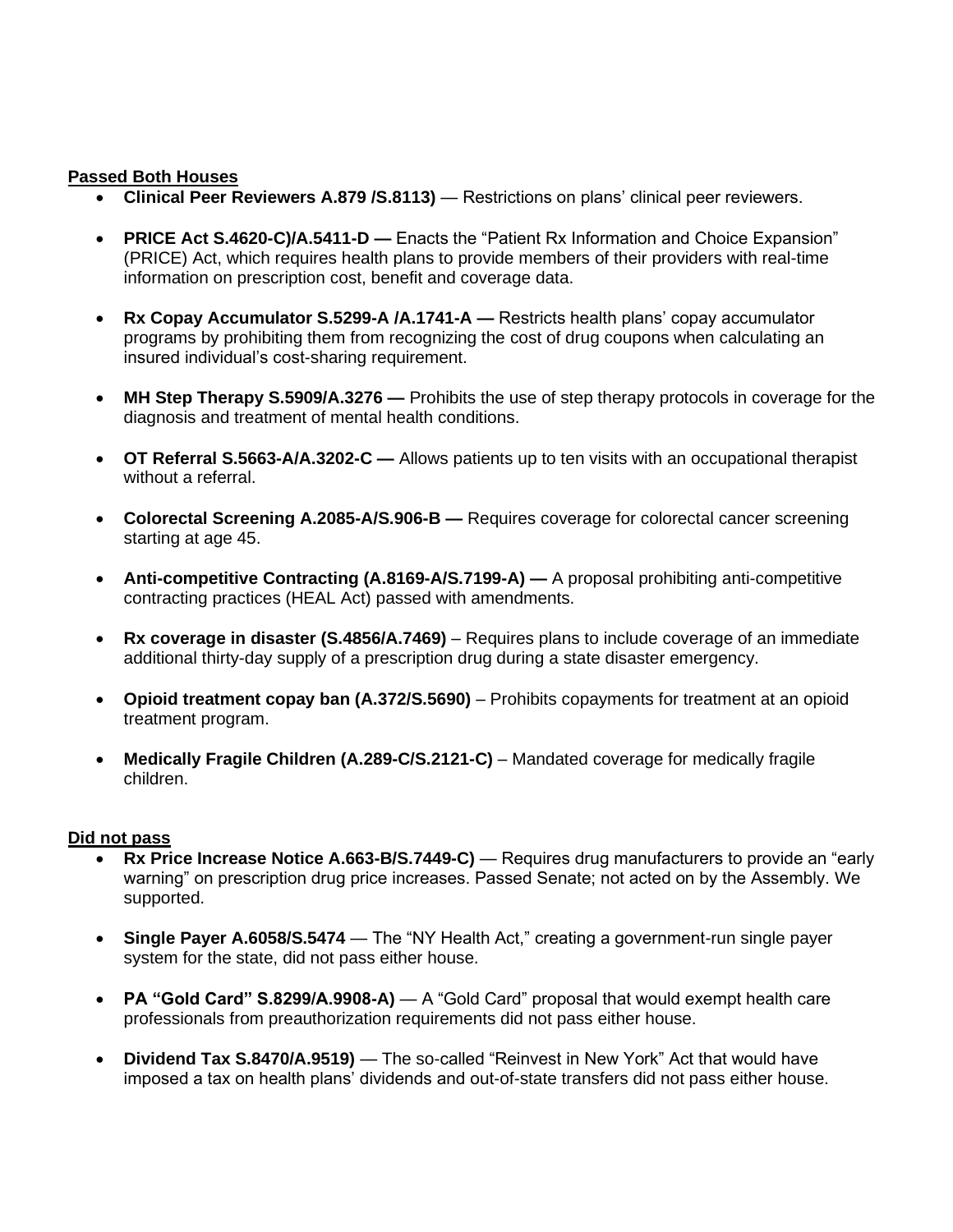**Passed Both Houses**

- **Clinical Peer Reviewers A.879 /S.8113)** — Restrictions on plans' clinical peer reviewers.
- **PRICE Act S.4620-C)/A.5411-D —** Enacts the "Patient Rx Information and Choice Expansion" (PRICE) Act, which requires health plans to provide members of their providers with real-time information on prescription cost, benefit and coverage data.
- **Rx Copay Accumulator S.5299-A /A.1741-A —** Restricts health plans' copay accumulator programs by prohibiting them from recognizing the cost of drug coupons when calculating an insured individual's cost-sharing requirement.
- **MH Step Therapy S.5909/A.3276 —** Prohibits the use of step therapy protocols in coverage for the diagnosis and treatment of mental health conditions.
- **OT Referral S.5663-A/A.3202-C —** Allows patients up to ten visits with an occupational therapist without a referral.
- **Colorectal Screening A.2085-A/S.906-B —** Requires coverage for colorectal cancer screening starting at age 45.
- **Anti-competitive Contracting (A.8169-A/S.7199-A) —** A proposal prohibiting anti-competitive contracting practices (HEAL Act) passed with amendments.
- **Rx coverage in disaster (S.4856/A.7469)** – Requires plans to include coverage of an immediate additional thirty-day supply of a prescription drug during a state disaster emergency.
- **Opioid treatment copay ban (A.372/S.5690)** – Prohibits copayments for treatment at an opioid treatment program.
- **Medically Fragile Children (A.289-C/S.2121-C)** – Mandated coverage for medically fragile children.

**Did not pass**

- **Rx Price Increase Notice A.663-B/S.7449-C)** — Requires drug manufacturers to provide an "early warning" on prescription drug price increases. Passed Senate; not acted on by the Assembly. We supported.
- **Single Payer A.6058/S.5474** — The "NY Health Act," creating a government-run single payer system for the state, did not pass either house.
- **PA "Gold Card" S.8299/A.9908-A)** — A "Gold Card" proposal that would exempt health care professionals from preauthorization requirements did not pass either house.
- **Dividend Tax S.8470/A.9519)** — The so-called "Reinvest in New York" Act that would have imposed a tax on health plans' dividends and out-of-state transfers did not pass either house.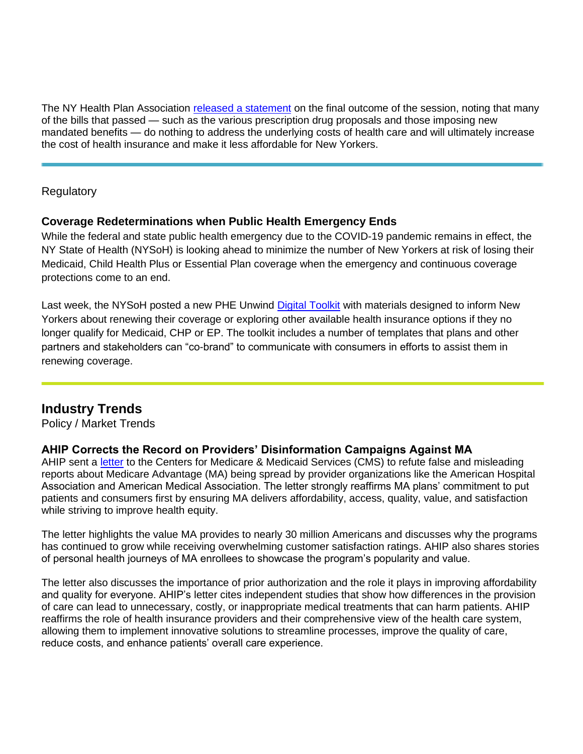The NY Health Plan Association [released a statement] on the final outcome of the session, noting that many of the bills that passed — such as the various prescription drug proposals and those imposing new mandated benefits — do nothing to address the underlying costs of health care and will ultimately increase the cost of health insurance and make it less affordable for New Yorkers.

---

Regulatory

### Coverage Redeterminations when Public Health Emergency Ends

While the federal and state public health emergency due to the COVID-19 pandemic remains in effect, the NY State of Health (NYSoH) is looking ahead to minimize the number of New Yorkers at risk of losing their Medicaid, Child Health Plus or Essential Plan coverage when the emergency and continuous coverage protections come to an end.

Last week, the NYSoH posted a new PHE Unwind [Digital Toolkit] with materials designed to inform New Yorkers about renewing their coverage or exploring other available health insurance options if they no longer qualify for Medicaid, CHP or EP. The toolkit includes a number of templates that plans and other partners and stakeholders can "co-brand" to communicate with consumers in efforts to assist them in renewing coverage.

---

## Industry Trends

Policy / Market Trends

### AHIP Corrects the Record on Providers' Disinformation Campaigns Against MA

AHIP sent a [letter] to the Centers for Medicare & Medicaid Services (CMS) to refute false and misleading reports about Medicare Advantage (MA) being spread by provider organizations like the American Hospital Association and American Medical Association. The letter strongly reaffirms MA plans' commitment to put patients and consumers first by ensuring MA delivers affordability, access, quality, value, and satisfaction while striving to improve health equity.

The letter highlights the value MA provides to nearly 30 million Americans and discusses why the programs has continued to grow while receiving overwhelming customer satisfaction ratings. AHIP also shares stories of personal health journeys of MA enrollees to showcase the program's popularity and value.

The letter also discusses the importance of prior authorization and the role it plays in improving affordability and quality for everyone. AHIP's letter cites independent studies that show how differences in the provision of care can lead to unnecessary, costly, or inappropriate medical treatments that can harm patients. AHIP reaffirms the role of health insurance providers and their comprehensive view of the health care system, allowing them to implement innovative solutions to streamline processes, improve the quality of care, reduce costs, and enhance patients' overall care experience.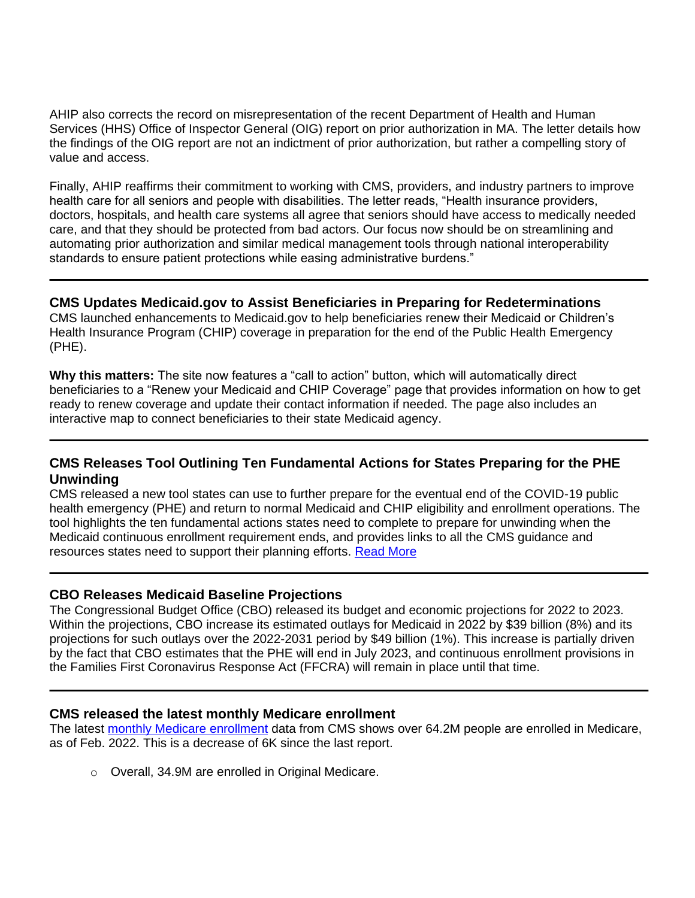AHIP also corrects the record on misrepresentation of the recent Department of Health and Human Services (HHS) Office of Inspector General (OIG) report on prior authorization in MA. The letter details how the findings of the OIG report are not an indictment of prior authorization, but rather a compelling story of value and access.

Finally, AHIP reaffirms their commitment to working with CMS, providers, and industry partners to improve health care for all seniors and people with disabilities. The letter reads, "Health insurance providers, doctors, hospitals, and health care systems all agree that seniors should have access to medically needed care, and that they should be protected from bad actors. Our focus now should be on streamlining and automating prior authorization and similar medical management tools through national interoperability standards to ensure patient protections while easing administrative burdens."

---

### CMS Updates Medicaid.gov to Assist Beneficiaries in Preparing for Redeterminations

CMS launched enhancements to Medicaid.gov to help beneficiaries renew their Medicaid or Children's Health Insurance Program (CHIP) coverage in preparation for the end of the Public Health Emergency (PHE).

**Why this matters:** The site now features a "call to action" button, which will automatically direct beneficiaries to a "Renew your Medicaid and CHIP Coverage" page that provides information on how to get ready to renew coverage and update their contact information if needed. The page also includes an interactive map to connect beneficiaries to their state Medicaid agency.

---

### CMS Releases Tool Outlining Ten Fundamental Actions for States Preparing for the PHE Unwinding

CMS released a new tool states can use to further prepare for the eventual end of the COVID-19 public health emergency (PHE) and return to normal Medicaid and CHIP eligibility and enrollment operations. The tool highlights the ten fundamental actions states need to complete to prepare for unwinding when the Medicaid continuous enrollment requirement ends, and provides links to all the CMS guidance and resources states need to support their planning efforts. [Read More]

---

### CBO Releases Medicaid Baseline Projections

The Congressional Budget Office (CBO) released its budget and economic projections for 2022 to 2023. Within the projections, CBO increase its estimated outlays for Medicaid in 2022 by $39 billion (8%) and its projections for such outlays over the 2022-2031 period by $49 billion (1%). This increase is partially driven by the fact that CBO estimates that the PHE will end in July 2023, and continuous enrollment provisions in the Families First Coronavirus Response Act (FFCRA) will remain in place until that time.

---

### CMS released the latest monthly Medicare enrollment

The latest [monthly Medicare enrollment] data from CMS shows over 64.2M people are enrolled in Medicare, as of Feb. 2022. This is a decrease of 6K since the last report.

- Overall, 34.9M are enrolled in Original Medicare.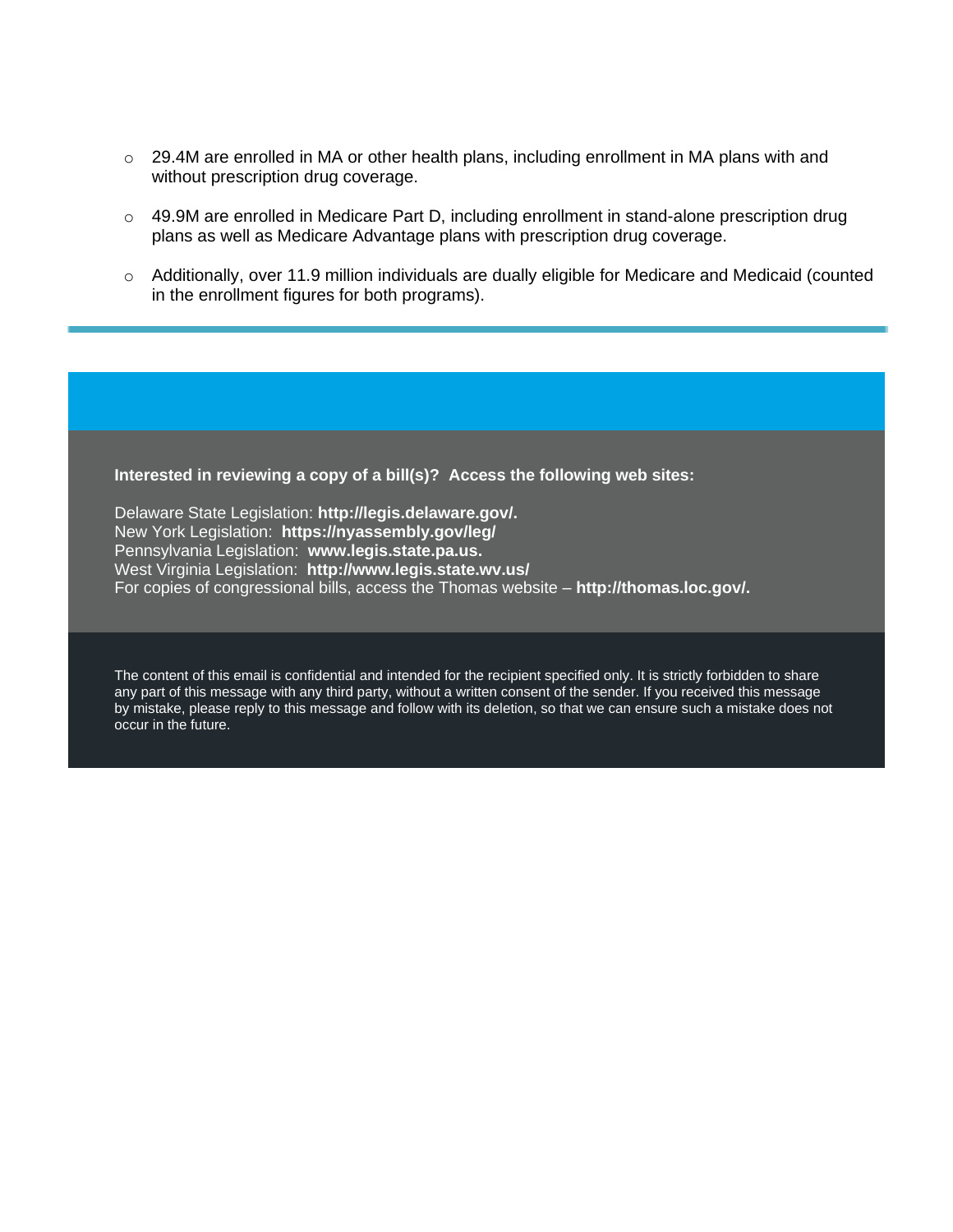- 29.4M are enrolled in MA or other health plans, including enrollment in MA plans with and without prescription drug coverage.

- 49.9M are enrolled in Medicare Part D, including enrollment in stand-alone prescription drug plans as well as Medicare Advantage plans with prescription drug coverage.

- Additionally, over 11.9 million individuals are dually eligible for Medicare and Medicaid (counted in the enrollment figures for both programs).

---

**Interested in reviewing a copy of a bill(s)? Access the following web sites:**

Delaware State Legislation: **http://legis.delaware.gov/.**
New York Legislation: **https://nyassembly.gov/leg/**
Pennsylvania Legislation: **www.legis.state.pa.us.**
West Virginia Legislation: **http://www.legis.state.wv.us/**
For copies of congressional bills, access the Thomas website – **http://thomas.loc.gov/.**

The content of this email is confidential and intended for the recipient specified only. It is strictly forbidden to share any part of this message with any third party, without a written consent of the sender. If you received this message by mistake, please reply to this message and follow with its deletion, so that we can ensure such a mistake does not occur in the future.